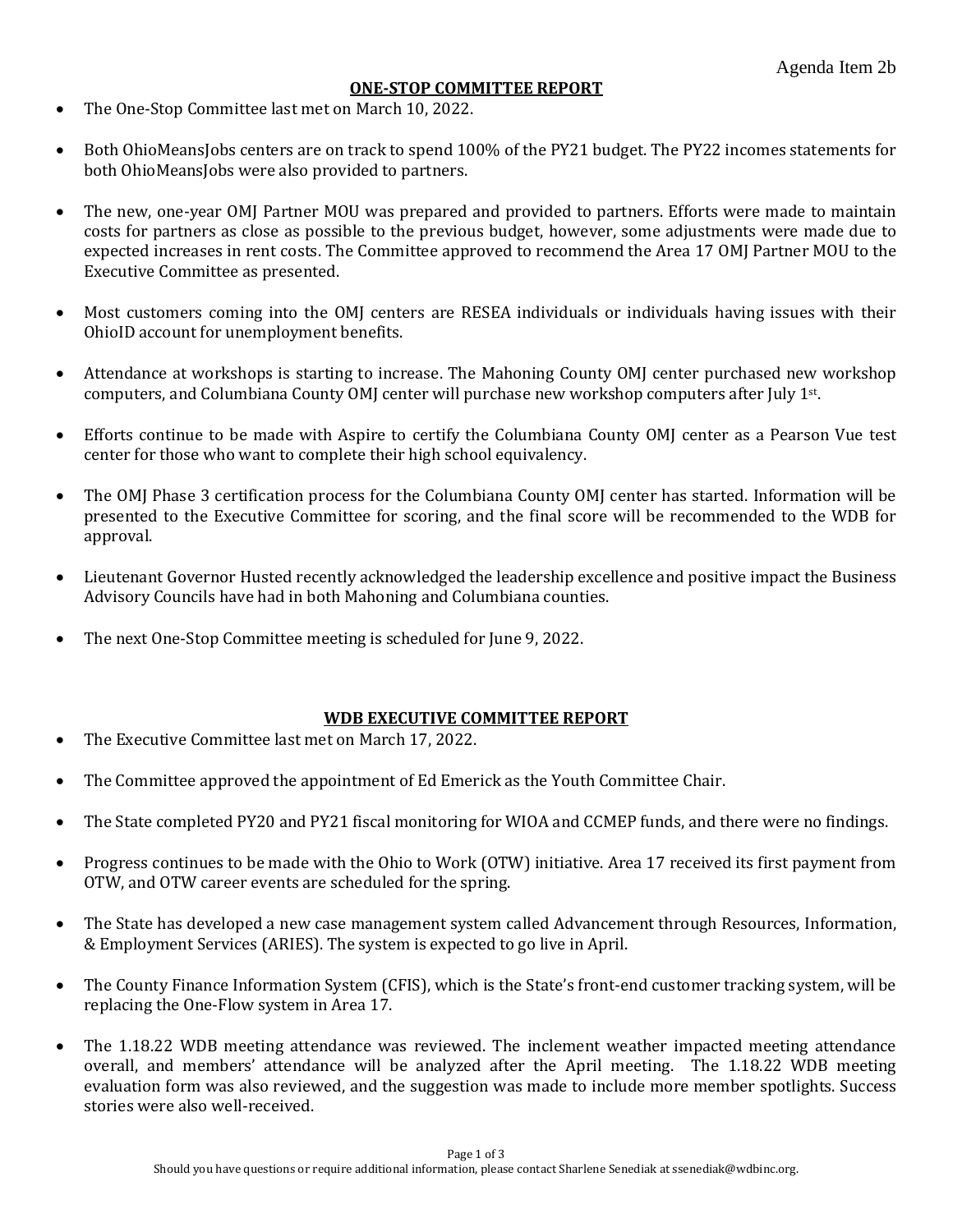Agenda Item 2b

## ONE-STOP COMMITTEE REPORT

- The One-Stop Committee last met on March 10, 2022.
- Both OhioMeansJobs centers are on track to spend 100% of the PY21 budget. The PY22 incomes statements for both OhioMeansJobs were also provided to partners.
- The new, one-year OMJ Partner MOU was prepared and provided to partners. Efforts were made to maintain costs for partners as close as possible to the previous budget, however, some adjustments were made due to expected increases in rent costs. The Committee approved to recommend the Area 17 OMJ Partner MOU to the Executive Committee as presented.
- Most customers coming into the OMJ centers are RESEA individuals or individuals having issues with their OhioID account for unemployment benefits.
- Attendance at workshops is starting to increase. The Mahoning County OMJ center purchased new workshop computers, and Columbiana County OMJ center will purchase new workshop computers after July 1st.
- Efforts continue to be made with Aspire to certify the Columbiana County OMJ center as a Pearson Vue test center for those who want to complete their high school equivalency.
- The OMJ Phase 3 certification process for the Columbiana County OMJ center has started. Information will be presented to the Executive Committee for scoring, and the final score will be recommended to the WDB for approval.
- Lieutenant Governor Husted recently acknowledged the leadership excellence and positive impact the Business Advisory Councils have had in both Mahoning and Columbiana counties.
- The next One-Stop Committee meeting is scheduled for June 9, 2022.

## WDB EXECUTIVE COMMITTEE REPORT

- The Executive Committee last met on March 17, 2022.
- The Committee approved the appointment of Ed Emerick as the Youth Committee Chair.
- The State completed PY20 and PY21 fiscal monitoring for WIOA and CCMEP funds, and there were no findings.
- Progress continues to be made with the Ohio to Work (OTW) initiative. Area 17 received its first payment from OTW, and OTW career events are scheduled for the spring.
- The State has developed a new case management system called Advancement through Resources, Information, & Employment Services (ARIES). The system is expected to go live in April.
- The County Finance Information System (CFIS), which is the State's front-end customer tracking system, will be replacing the One-Flow system in Area 17.
- The 1.18.22 WDB meeting attendance was reviewed. The inclement weather impacted meeting attendance overall, and members' attendance will be analyzed after the April meeting. The 1.18.22 WDB meeting evaluation form was also reviewed, and the suggestion was made to include more member spotlights. Success stories were also well-received.

Should you have questions or require additional information, please contact Sharlene Senediak at ssenediak@wdbinc.org.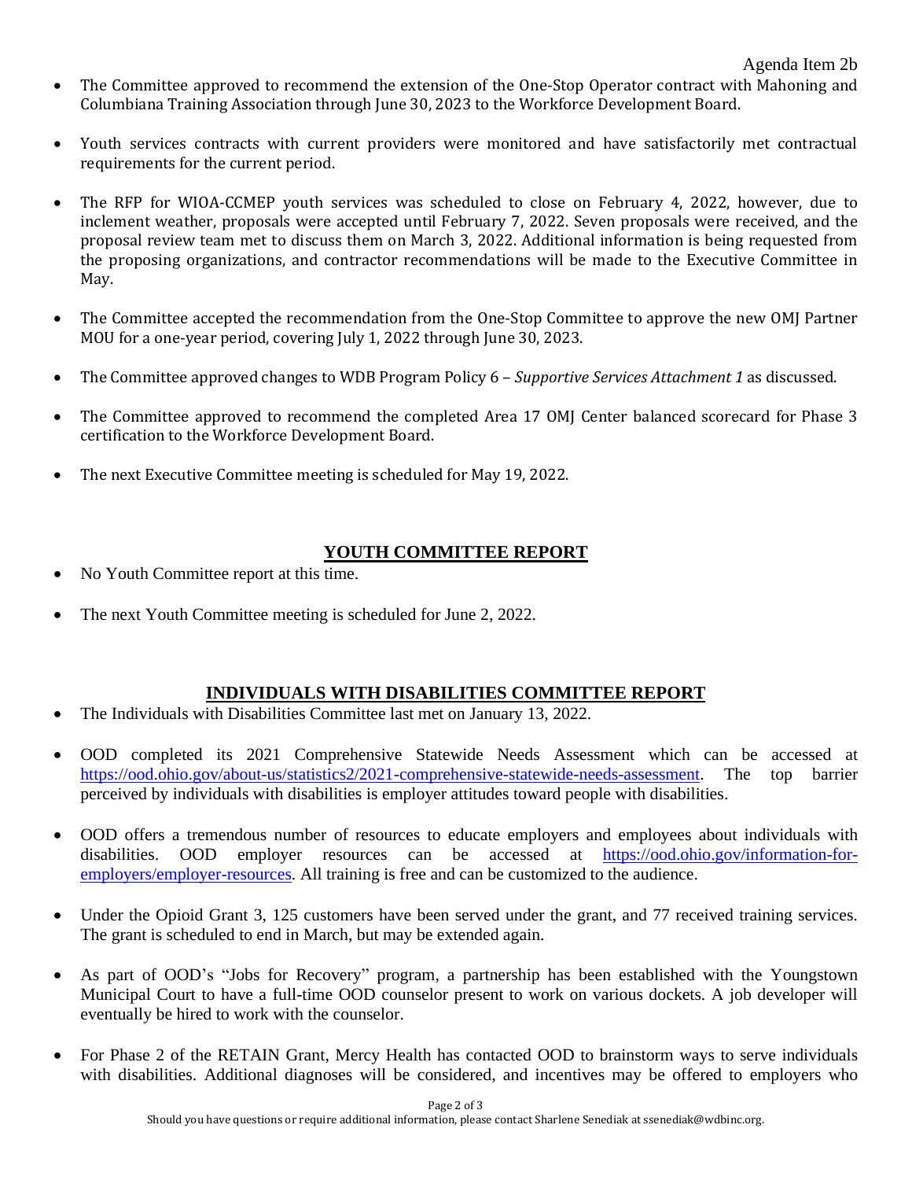Agenda Item 2b

- The Committee approved to recommend the extension of the One-Stop Operator contract with Mahoning and Columbiana Training Association through June 30, 2023 to the Workforce Development Board.

- Youth services contracts with current providers were monitored and have satisfactorily met contractual requirements for the current period.

- The RFP for WIOA-CCMEP youth services was scheduled to close on February 4, 2022, however, due to inclement weather, proposals were accepted until February 7, 2022. Seven proposals were received, and the proposal review team met to discuss them on March 3, 2022. Additional information is being requested from the proposing organizations, and contractor recommendations will be made to the Executive Committee in May.

- The Committee accepted the recommendation from the One-Stop Committee to approve the new OMJ Partner MOU for a one-year period, covering July 1, 2022 through June 30, 2023.

- The Committee approved changes to WDB Program Policy 6 – *Supportive Services Attachment 1* as discussed.

- The Committee approved to recommend the completed Area 17 OMJ Center balanced scorecard for Phase 3 certification to the Workforce Development Board.

- The next Executive Committee meeting is scheduled for May 19, 2022.

## YOUTH COMMITTEE REPORT

- No Youth Committee report at this time.

- The next Youth Committee meeting is scheduled for June 2, 2022.

## INDIVIDUALS WITH DISABILITIES COMMITTEE REPORT

- The Individuals with Disabilities Committee last met on January 13, 2022.

- OOD completed its 2021 Comprehensive Statewide Needs Assessment which can be accessed at https://ood.ohio.gov/about-us/statistics2/2021-comprehensive-statewide-needs-assessment. The top barrier perceived by individuals with disabilities is employer attitudes toward people with disabilities.

- OOD offers a tremendous number of resources to educate employers and employees about individuals with disabilities. OOD employer resources can be accessed at https://ood.ohio.gov/information-for-employers/employer-resources. All training is free and can be customized to the audience.

- Under the Opioid Grant 3, 125 customers have been served under the grant, and 77 received training services. The grant is scheduled to end in March, but may be extended again.

- As part of OOD's "Jobs for Recovery" program, a partnership has been established with the Youngstown Municipal Court to have a full-time OOD counselor present to work on various dockets. A job developer will eventually be hired to work with the counselor.

- For Phase 2 of the RETAIN Grant, Mercy Health has contacted OOD to brainstorm ways to serve individuals with disabilities. Additional diagnoses will be considered, and incentives may be offered to employers who

Should you have questions or require additional information, please contact Sharlene Senediak at ssenediak@wdbinc.org.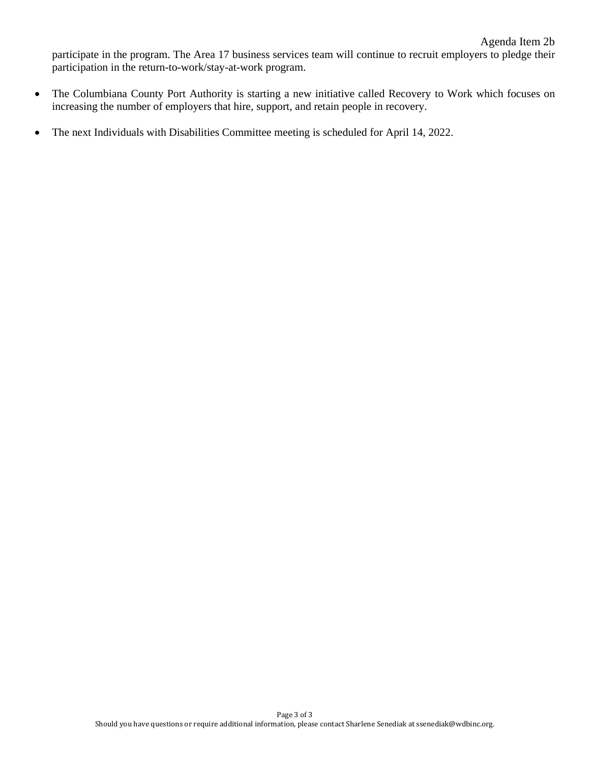participate in the program. The Area 17 business services team will continue to recruit employers to pledge their participation in the return-to-work/stay-at-work program.

- The Columbiana County Port Authority is starting a new initiative called Recovery to Work which focuses on increasing the number of employers that hire, support, and retain people in recovery.

- The next Individuals with Disabilities Committee meeting is scheduled for April 14, 2022.